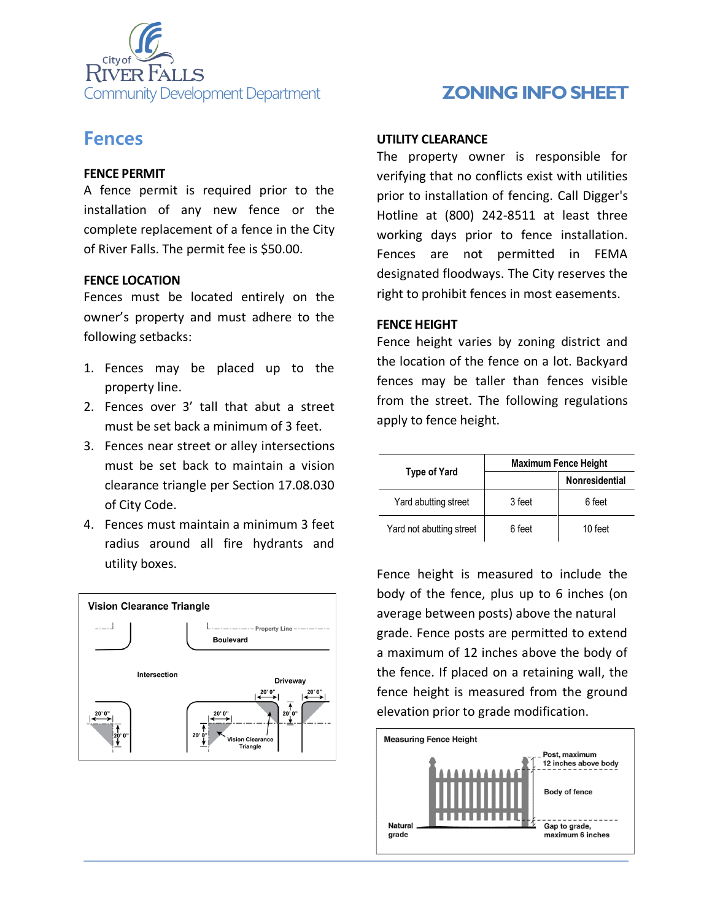City of River Falls Community Development Department

# ZONING INFO SHEET

## Fences

### FENCE PERMIT

A fence permit is required prior to the installation of any new fence or the complete replacement of a fence in the City of River Falls. The permit fee is $50.00.

### FENCE LOCATION

Fences must be located entirely on the owner's property and must adhere to the following setbacks:

1. Fences may be placed up to the property line.
2. Fences over 3' tall that abut a street must be set back a minimum of 3 feet.
3. Fences near street or alley intersections must be set back to maintain a vision clearance triangle per Section 17.08.030 of City Code.
4. Fences must maintain a minimum 3 feet radius around all fire hydrants and utility boxes.

**Vision Clearance Triangle**

Property Line, Boulevard, Intersection, Driveway, Vision Clearance Triangle, 20' 0"

### UTILITY CLEARANCE

The property owner is responsible for verifying that no conflicts exist with utilities prior to installation of fencing. Call Digger's Hotline at (800) 242-8511 at least three working days prior to fence installation. Fences are not permitted in FEMA designated floodways. The City reserves the right to prohibit fences in most easements.

### FENCE HEIGHT

Fence height varies by zoning district and the location of the fence on a lot. Backyard fences may be taller than fences visible from the street. The following regulations apply to fence height.

| Type of Yard | Maximum Fence Height | |
|---|---|---|
| | | Nonresidential |
| Yard abutting street | 3 feet | 6 feet |
| Yard not abutting street | 6 feet | 10 feet |

Fence height is measured to include the body of the fence, plus up to 6 inches (on average between posts) above the natural grade. Fence posts are permitted to extend a maximum of 12 inches above the body of the fence. If placed on a retaining wall, the fence height is measured from the ground elevation prior to grade modification.

**Measuring Fence Height**

Post, maximum 12 inches above body; Body of fence; Gap to grade, maximum 6 inches; Natural grade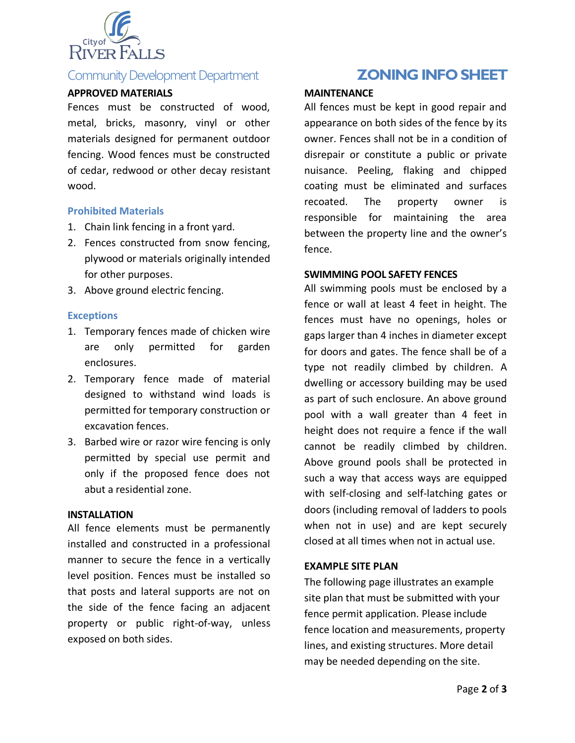City of River Falls

Community Development Department

# ZONING INFO SHEET

## APPROVED MATERIALS

Fences must be constructed of wood, metal, bricks, masonry, vinyl or other materials designed for permanent outdoor fencing. Wood fences must be constructed of cedar, redwood or other decay resistant wood.

### Prohibited Materials

1. Chain link fencing in a front yard.
2. Fences constructed from snow fencing, plywood or materials originally intended for other purposes.
3. Above ground electric fencing.

### Exceptions

1. Temporary fences made of chicken wire are only permitted for garden enclosures.
2. Temporary fence made of material designed to withstand wind loads is permitted for temporary construction or excavation fences.
3. Barbed wire or razor wire fencing is only permitted by special use permit and only if the proposed fence does not abut a residential zone.

## INSTALLATION

All fence elements must be permanently installed and constructed in a professional manner to secure the fence in a vertically level position. Fences must be installed so that posts and lateral supports are not on the side of the fence facing an adjacent property or public right-of-way, unless exposed on both sides.

## MAINTENANCE

All fences must be kept in good repair and appearance on both sides of the fence by its owner. Fences shall not be in a condition of disrepair or constitute a public or private nuisance. Peeling, flaking and chipped coating must be eliminated and surfaces recoated. The property owner is responsible for maintaining the area between the property line and the owner's fence.

## SWIMMING POOL SAFETY FENCES

All swimming pools must be enclosed by a fence or wall at least 4 feet in height. The fences must have no openings, holes or gaps larger than 4 inches in diameter except for doors and gates. The fence shall be of a type not readily climbed by children. A dwelling or accessory building may be used as part of such enclosure. An above ground pool with a wall greater than 4 feet in height does not require a fence if the wall cannot be readily climbed by children. Above ground pools shall be protected in such a way that access ways are equipped with self-closing and self-latching gates or doors (including removal of ladders to pools when not in use) and are kept securely closed at all times when not in actual use.

## EXAMPLE SITE PLAN

The following page illustrates an example site plan that must be submitted with your fence permit application. Please include fence location and measurements, property lines, and existing structures. More detail may be needed depending on the site.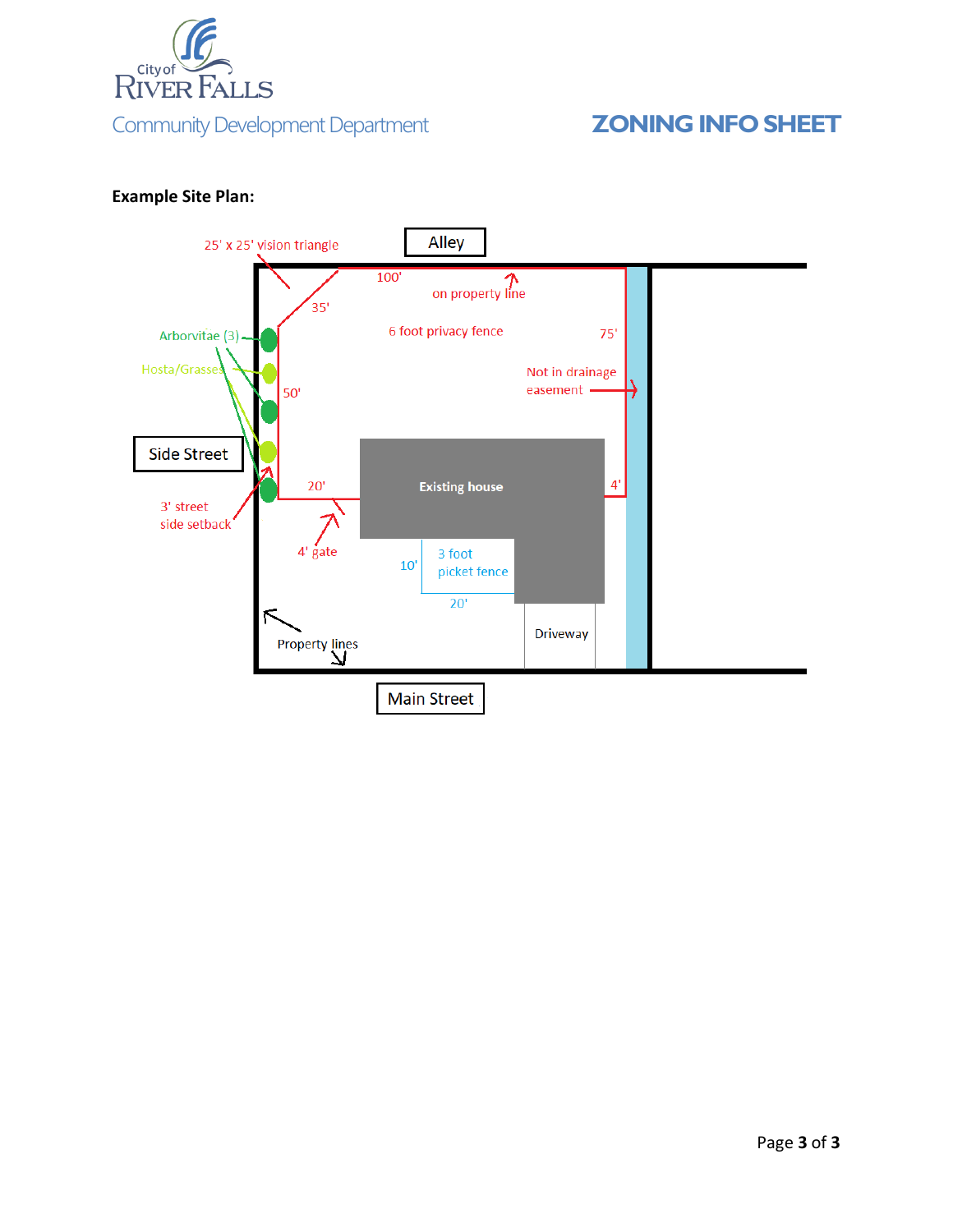City of River Falls Community Development Department

# ZONING INFO SHEET

**Example Site Plan:**

Alley

25' x 25' vision triangle

100'

on property line

35'

6 foot privacy fence

75'

Arborvitae (3)

Hosta/Grasses

Not in drainage easement

50'

Side Street

Existing house

20'

4'

3' street side setback

4' gate

10'

3 foot picket fence

20'

Driveway

Property lines

Main Street